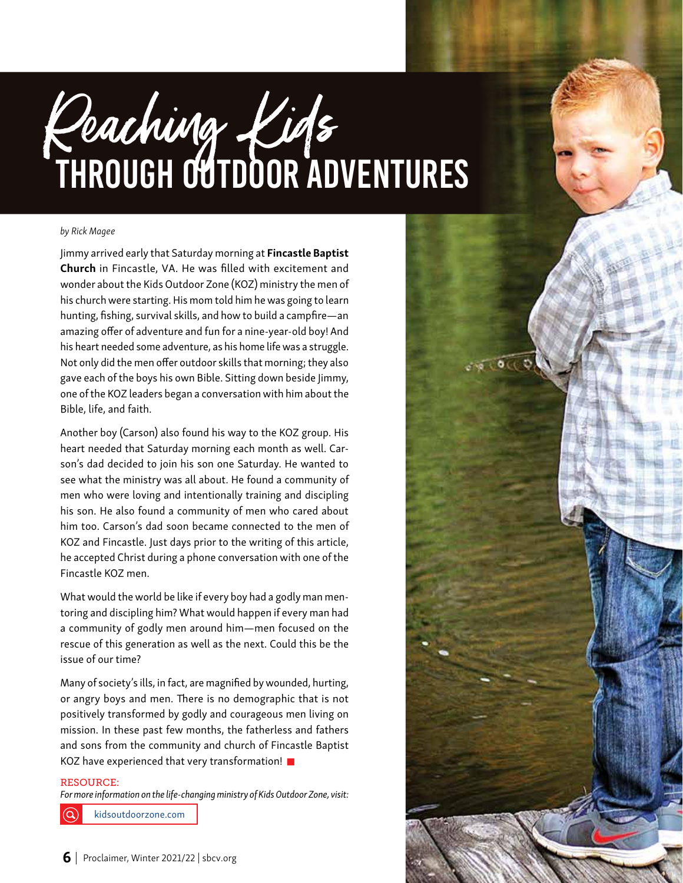# Reaching Kids THROUGH OUTDOOR ADVENTURES

*by Rick Magee*

Jimmy arrived early that Saturday morning at **Fincastle Baptist Church** in Fincastle, VA. He was filled with excitement and wonder about the Kids Outdoor Zone (KOZ) ministry the men of his church were starting. His mom told him he was going to learn hunting, fishing, survival skills, and how to build a campfire—an amazing offer of adventure and fun for a nine-year-old boy! And his heart needed some adventure, as his home life was a struggle. Not only did the men offer outdoor skills that morning; they also gave each of the boys his own Bible. Sitting down beside Jimmy, one of the KOZ leaders began a conversation with him about the Bible, life, and faith.

Another boy (Carson) also found his way to the KOZ group. His heart needed that Saturday morning each month as well. Carson's dad decided to join his son one Saturday. He wanted to see what the ministry was all about. He found a community of men who were loving and intentionally training and discipling his son. He also found a community of men who cared about him too. Carson's dad soon became connected to the men of KOZ and Fincastle. Just days prior to the writing of this article, he accepted Christ during a phone conversation with one of the Fincastle KOZ men.

What would the world be like if every boy had a godly man mentoring and discipling him? What would happen if every man had a community of godly men around him—men focused on the rescue of this generation as well as the next. Could this be the issue of our time?

Many of society's ills, in fact, are magnified by wounded, hurting, or angry boys and men. There is no demographic that is not positively transformed by godly and courageous men living on mission. In these past few months, the fatherless and fathers and sons from the community and church of Fincastle Baptist KOZ have experienced that very transformation! ■

RESOURCE:

*For more information on the life-changing ministry of Kids Outdoor Zone, visit:*

kidsoutdoorzone.com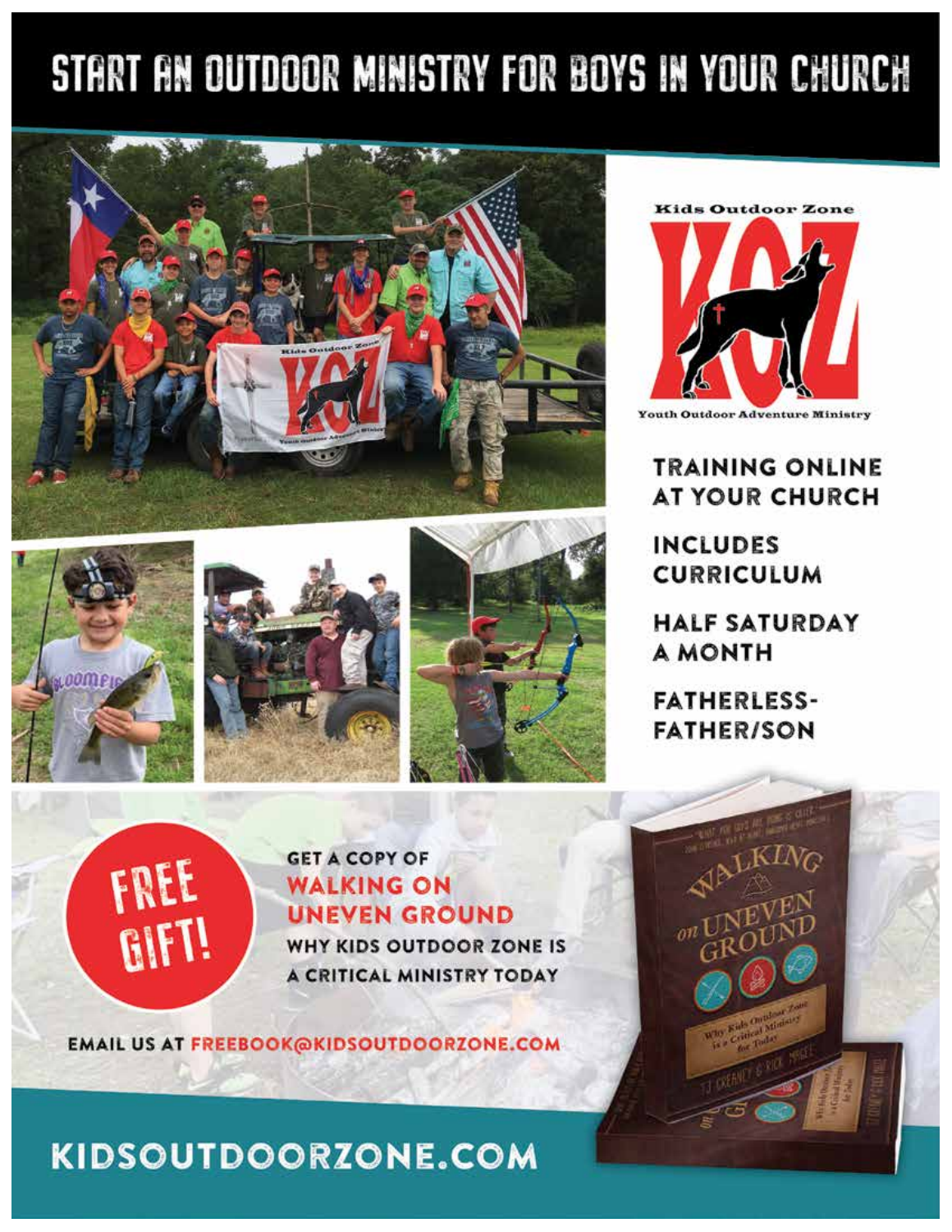# START AN OUTDOOR MINISTRY FOR BOYS IN YOUR CHURCH

Kids Outdoor Zone

KOZ

Youth Outdoor Adventure Ministry

**TRAINING ONLINE AT YOUR CHURCH**

**INCLUDES CURRICULUM**

**HALF SATURDAY A MONTH**

**FATHERLESS-FATHER/SON**

**FREE GIFT!**

GET A COPY OF **WALKING ON UNEVEN GROUND** WHY KIDS OUTDOOR ZONE IS A CRITICAL MINISTRY TODAY

EMAIL US AT **FREEBOOK@KIDSOUTDOORZONE.COM**

**KIDSOUTDOORZONE.COM**